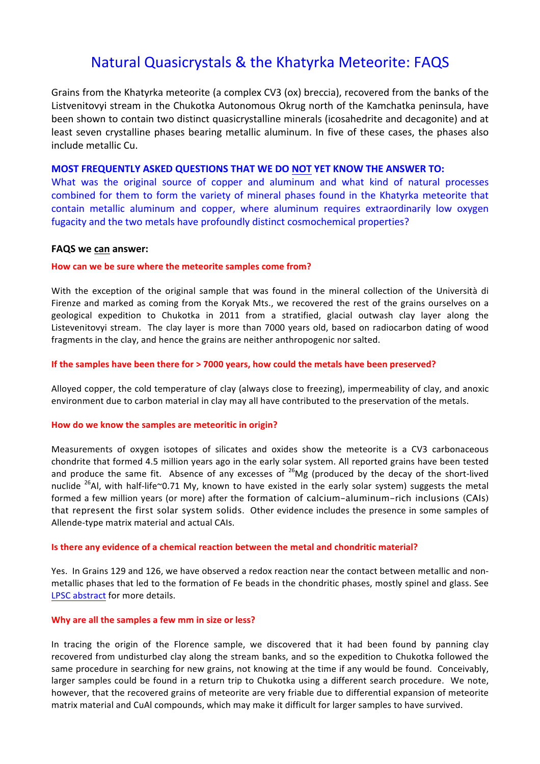# Natural Quasicrystals & the Khatyrka Meteorite: FAQS

Grains from the Khatyrka meteorite (a complex CV3 (ox) breccia), recovered from the banks of the Listvenitovyi stream in the Chukotka Autonomous Okrug north of the Kamchatka peninsula, have been shown to contain two distinct quasicrystalline minerals (icosahedrite and decagonite) and at least seven crystalline phases bearing metallic aluminum. In five of these cases, the phases also include metallic Cu.

## MOST FREQUENTLY ASKED QUESTIONS THAT WE DO NOT YET KNOW THE ANSWER TO:

What was the original source of copper and aluminum and what kind of natural processes combined for them to form the variety of mineral phases found in the Khatyrka meteorite that contain metallic aluminum and copper, where aluminum requires extraordinarily low oxygen fugacity and the two metals have profoundly distinct cosmochemical properties?

## FAQS we can answer:

### How can we be sure where the meteorite samples come from?

With the exception of the original sample that was found in the mineral collection of the Università di Firenze and marked as coming from the Koryak Mts., we recovered the rest of the grains ourselves on a geological expedition to Chukotka in 2011 from a stratified, glacial outwash clay layer along the Listevenitovyi stream. The clay layer is more than 7000 years old, based on radiocarbon dating of wood fragments in the clay, and hence the grains are neither anthropogenic nor salted.

### If the samples have been there for > 7000 years, how could the metals have been preserved?

Alloyed copper, the cold temperature of clay (always close to freezing), impermeability of clay, and anoxic environment due to carbon material in clay may all have contributed to the preservation of the metals.

### How do we know the samples are meteoritic in origin?

Measurements of oxygen isotopes of silicates and oxides show the meteorite is a CV3 carbonaceous chondrite that formed 4.5 million years ago in the early solar system. All reported grains have been tested and produce the same fit. Absence of any excesses of $^{26}$Mg (produced by the decay of the short-lived nuclide $^{26}$Al, with half-life~0.71 My, known to have existed in the early solar system) suggests the metal formed a few million years (or more) after the formation of calcium–aluminum–rich inclusions (CAIs) that represent the first solar system solids. Other evidence includes the presence in some samples of Allende-type matrix material and actual CAIs.

### Is there any evidence of a chemical reaction between the metal and chondritic material?

Yes. In Grains 129 and 126, we have observed a redox reaction near the contact between metallic and non-metallic phases that led to the formation of Fe beads in the chondritic phases, mostly spinel and glass. See LPSC abstract for more details.

### Why are all the samples a few mm in size or less?

In tracing the origin of the Florence sample, we discovered that it had been found by panning clay recovered from undisturbed clay along the stream banks, and so the expedition to Chukotka followed the same procedure in searching for new grains, not knowing at the time if any would be found. Conceivably, larger samples could be found in a return trip to Chukotka using a different search procedure. We note, however, that the recovered grains of meteorite are very friable due to differential expansion of meteorite matrix material and CuAl compounds, which may make it difficult for larger samples to have survived.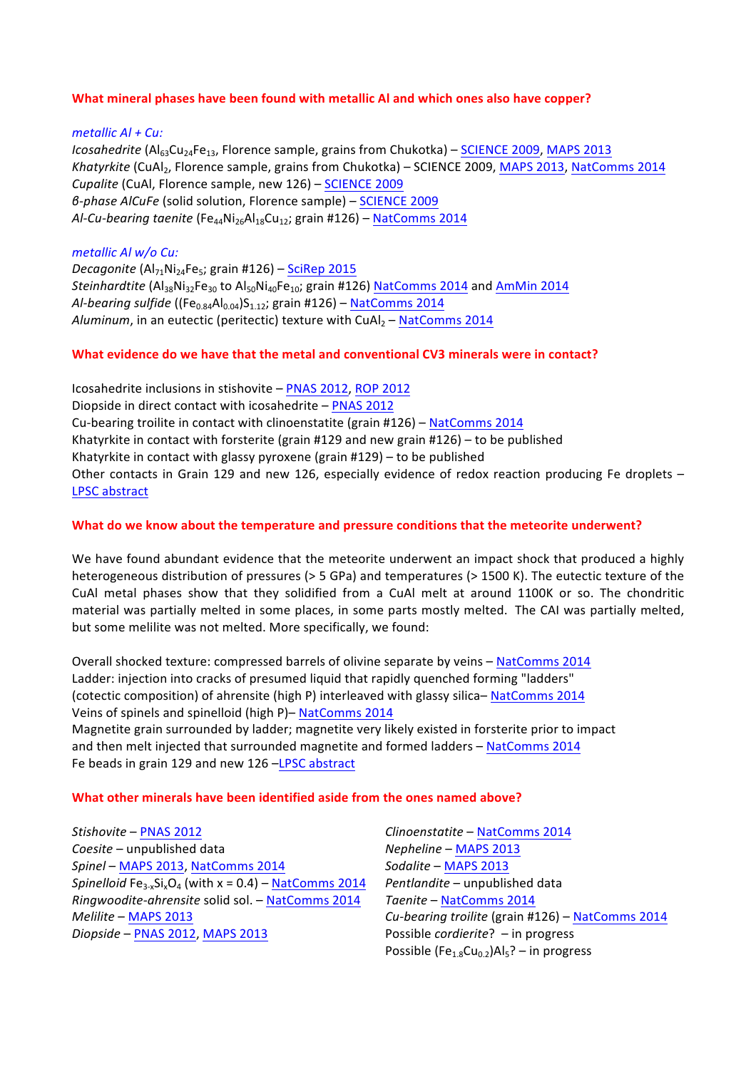**What mineral phases have been found with metallic Al and which ones also have copper?**

*metallic Al + Cu:*

*Icosahedrite* ($Al_{63}Cu_{24}Fe_{13}$, Florence sample, grains from Chukotka) – SCIENCE 2009, MAPS 2013
*Khatyrkite* ($CuAl_2$, Florence sample, grains from Chukotka) – SCIENCE 2009, MAPS 2013, NatComms 2014
*Cupalite* (CuAl, Florence sample, new 126) – SCIENCE 2009
*β-phase AlCuFe* (solid solution, Florence sample) – SCIENCE 2009
*Al-Cu-bearing taenite* ($Fe_{44}Ni_{26}Al_{18}Cu_{12}$; grain #126) – NatComms 2014

*metallic Al w/o Cu:*

*Decagonite* ($Al_{71}Ni_{24}Fe_5$; grain #126) – SciRep 2015
*Steinhardtite* ($Al_{38}Ni_{32}Fe_{30}$ to $Al_{50}Ni_{40}Fe_{10}$; grain #126) NatComms 2014 and AmMin 2014
*Al-bearing sulfide* ($(Fe_{0.84}Al_{0.04})S_{1.12}$; grain #126) – NatComms 2014
*Aluminum*, in an eutectic (peritectic) texture with $CuAl_2$ – NatComms 2014

**What evidence do we have that the metal and conventional CV3 minerals were in contact?**

Icosahedrite inclusions in stishovite – PNAS 2012, ROP 2012
Diopside in direct contact with icosahedrite – PNAS 2012
Cu-bearing troilite in contact with clinoenstatite (grain #126) – NatComms 2014
Khatyrkite in contact with forsterite (grain #129 and new grain #126) – to be published
Khatyrkite in contact with glassy pyroxene (grain #129) – to be published
Other contacts in Grain 129 and new 126, especially evidence of redox reaction producing Fe droplets – LPSC abstract

**What do we know about the temperature and pressure conditions that the meteorite underwent?**

We have found abundant evidence that the meteorite underwent an impact shock that produced a highly heterogeneous distribution of pressures (> 5 GPa) and temperatures (> 1500 K). The eutectic texture of the CuAl metal phases show that they solidified from a CuAl melt at around 1100K or so. The chondritic material was partially melted in some places, in some parts mostly melted. The CAI was partially melted, but some melilite was not melted. More specifically, we found:

Overall shocked texture: compressed barrels of olivine separate by veins – NatComms 2014
Ladder: injection into cracks of presumed liquid that rapidly quenched forming "ladders" (cotectic composition) of ahrensite (high P) interleaved with glassy silica– NatComms 2014
Veins of spinels and spinelloid (high P)– NatComms 2014
Magnetite grain surrounded by ladder; magnetite very likely existed in forsterite prior to impact and then melt injected that surrounded magnetite and formed ladders – NatComms 2014
Fe beads in grain 129 and new 126 –LPSC abstract

**What other minerals have been identified aside from the ones named above?**

*Stishovite* – PNAS 2012
*Coesite* – unpublished data
*Spinel* – MAPS 2013, NatComms 2014
*Spinelloid* $Fe_{3-x}Si_xO_4$ (with x = 0.4) – NatComms 2014
*Ringwoodite-ahrensite* solid sol. – NatComms 2014
*Melilite* – MAPS 2013
*Diopside* – PNAS 2012, MAPS 2013
*Clinoenstatite* – NatComms 2014
*Nepheline* – MAPS 2013
*Sodalite* – MAPS 2013
*Pentlandite* – unpublished data
*Taenite* – NatComms 2014
*Cu-bearing troilite* (grain #126) – NatComms 2014
Possible *cordierite*? – in progress
Possible $(Fe_{1.8}Cu_{0.2})Al_5$? – in progress